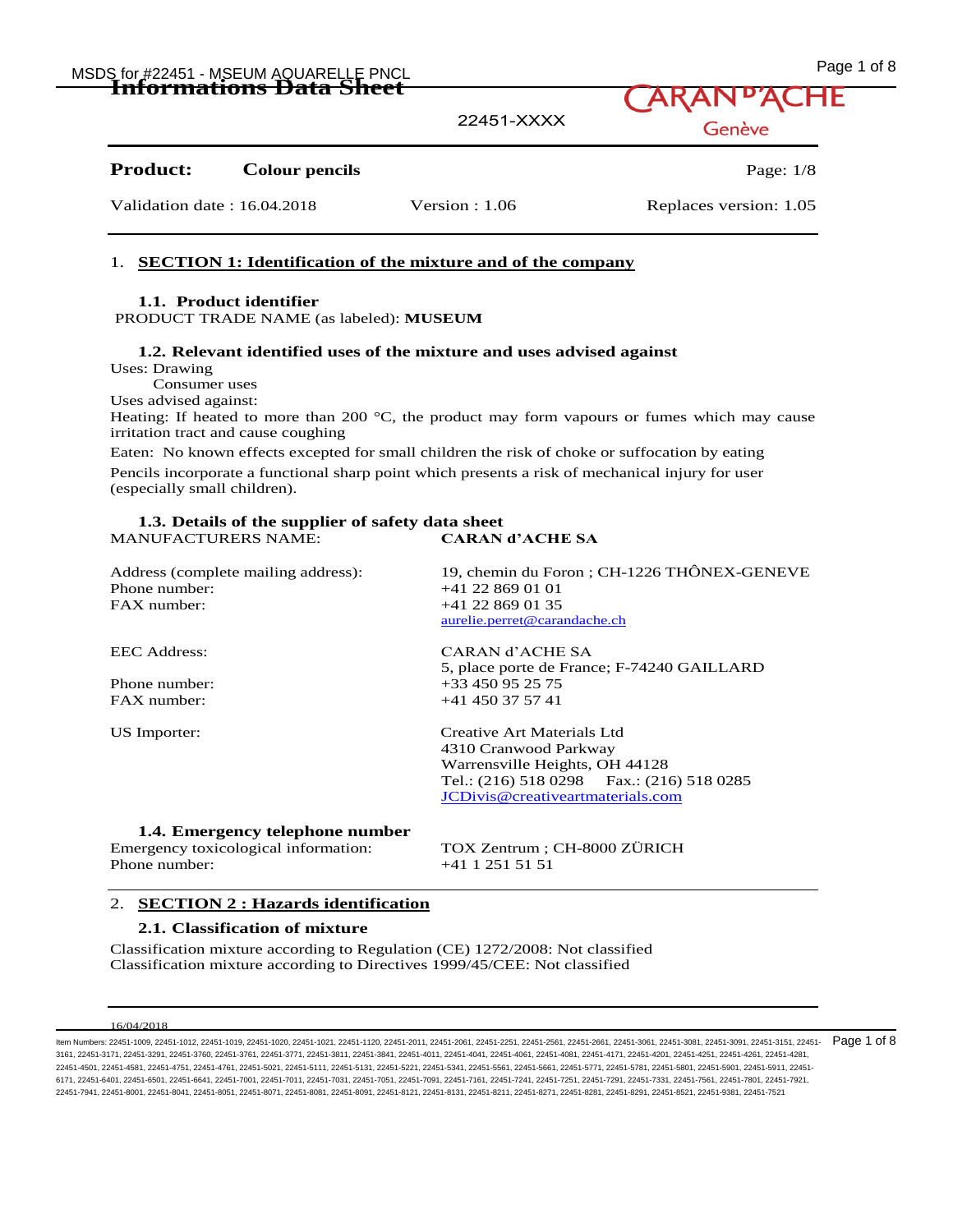# Informations Data Sheet

22451-XXXX

CARAN d'ACHE Genève

**Product:** **Colour pencils**

Validation date : 16.04.2018 | Version : 1.06 | Replaces version: 1.05

## 1. SECTION 1: Identification of the mixture and of the company

### 1.1. Product identifier

PRODUCT TRADE NAME (as labeled): **MUSEUM**

### 1.2. Relevant identified uses of the mixture and uses advised against

Uses: Drawing
Consumer uses

Uses advised against:

Heating: If heated to more than 200 °C, the product may form vapours or fumes which may cause irritation tract and cause coughing

Eaten: No known effects excepted for small children the risk of choke or suffocation by eating

Pencils incorporate a functional sharp point which presents a risk of mechanical injury for user (especially small children).

### 1.3. Details of the supplier of safety data sheet

| | |
|---|---|
| MANUFACTURERS NAME: | **CARAN d'ACHE SA** |
| Address (complete mailing address): | 19, chemin du Foron ; CH-1226 THÔNEX-GENEVE |
| Phone number: | +41 22 869 01 01 |
| FAX number: | +41 22 869 01 35 |
| | aurelie.perret@carandache.ch |
| EEC Address: | CARAN d'ACHE SA<br>5, place porte de France; F-74240 GAILLARD |
| Phone number: | +33 450 95 25 75 |
| FAX number: | +41 450 37 57 41 |
| US Importer: | Creative Art Materials Ltd<br>4310 Cranwood Parkway<br>Warrensville Heights, OH 44128<br>Tel.: (216) 518 0298 Fax.: (216) 518 0285<br>JCDivis@creativeartmaterials.com |

### 1.4. Emergency telephone number

| | |
|---|---|
| Emergency toxicological information: | TOX Zentrum ; CH-8000 ZÜRICH |
| Phone number: | +41 1 251 51 51 |

## 2. SECTION 2 : Hazards identification

### 2.1. Classification of mixture

Classification mixture according to Regulation (CE) 1272/2008: Not classified
Classification mixture according to Directives 1999/45/CEE: Not classified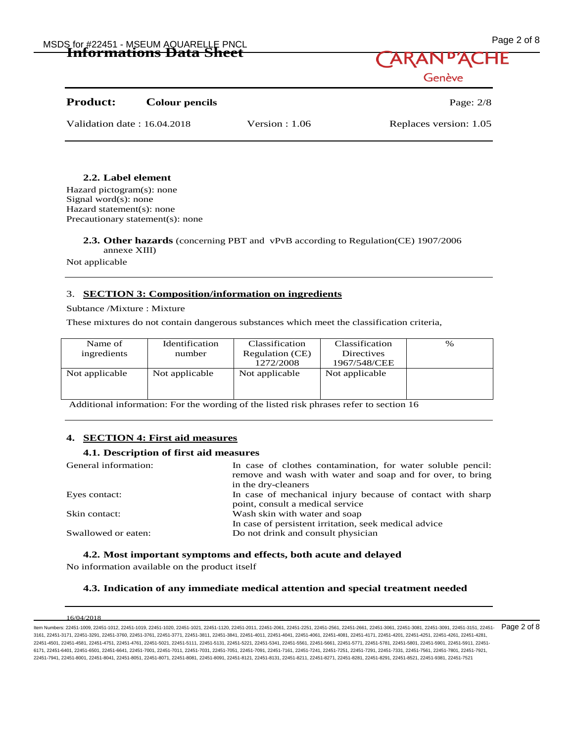#### 2.2. Label element

Hazard pictogram(s): none
Signal word(s): none
Hazard statement(s): none
Precautionary statement(s): none

#### 2.3. Other hazards (concerning PBT and vPvB according to Regulation(CE) 1907/2006 annexe XIII)

Not applicable

## 3. SECTION 3: Composition/information on ingredients

Subtance /Mixture : Mixture

These mixtures do not contain dangerous substances which meet the classification criteria,

| Name of ingredients | Identification number | Classification Regulation (CE) 1272/2008 | Classification Directives 1967/548/CEE | % |
|---|---|---|---|---|
| Not applicable | Not applicable | Not applicable | Not applicable | |

Additional information: For the wording of the listed risk phrases refer to section 16

## 4. SECTION 4: First aid measures

### 4.1. Description of first aid measures

| | |
|---|---|
| General information: | In case of clothes contamination, for water soluble pencil: remove and wash with water and soap and for over, to bring in the dry-cleaners |
| Eyes contact: | In case of mechanical injury because of contact with sharp point, consult a medical service |
| Skin contact: | Wash skin with water and soap<br>In case of persistent irritation, seek medical advice |
| Swallowed or eaten: | Do not drink and consult physician |

### 4.2. Most important symptoms and effects, both acute and delayed

No information available on the product itself

### 4.3. Indication of any immediate medical attention and special treatment needed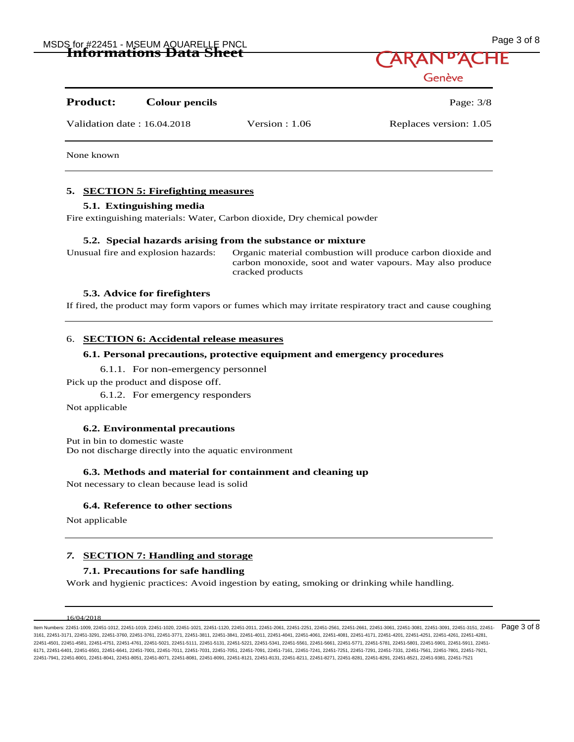None known

## 5. SECTION 5: Firefighting measures

### 5.1. Extinguishing media

Fire extinguishing materials: Water, Carbon dioxide, Dry chemical powder

### 5.2. Special hazards arising from the substance or mixture

Unusual fire and explosion hazards: Organic material combustion will produce carbon dioxide and carbon monoxide, soot and water vapours. May also produce cracked products

### 5.3. Advice for firefighters

If fired, the product may form vapors or fumes which may irritate respiratory tract and cause coughing

## 6. SECTION 6: Accidental release measures

### 6.1. Personal precautions, protective equipment and emergency procedures

6.1.1. For non-emergency personnel

Pick up the product and dispose off.

6.1.2. For emergency responders

Not applicable

### 6.2. Environmental precautions

Put in bin to domestic waste
Do not discharge directly into the aquatic environment

### 6.3. Methods and material for containment and cleaning up

Not necessary to clean because lead is solid

### 6.4. Reference to other sections

Not applicable

## 7. SECTION 7: Handling and storage

### 7.1. Precautions for safe handling

Work and hygienic practices: Avoid ingestion by eating, smoking or drinking while handling.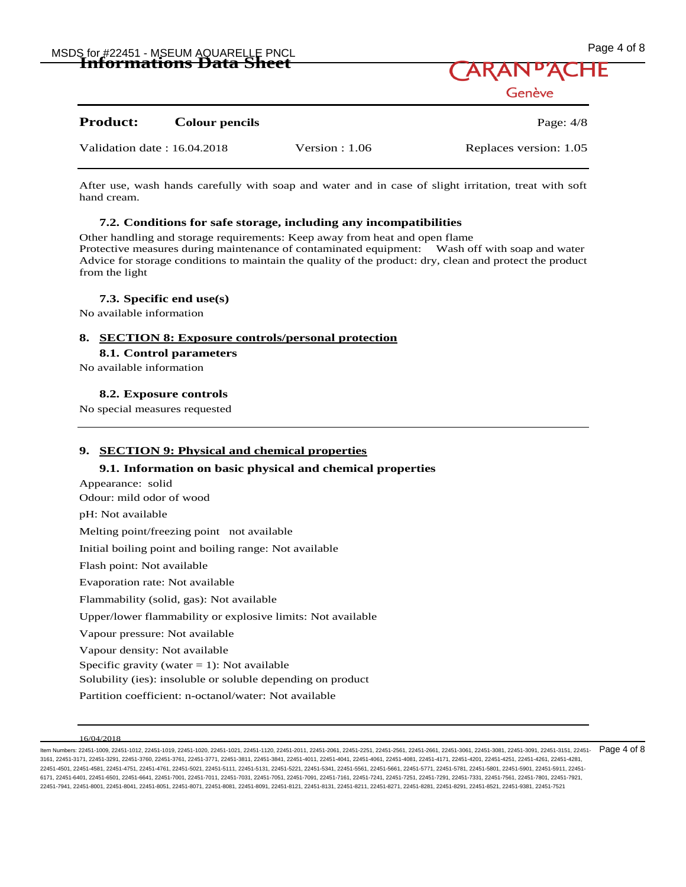After use, wash hands carefully with soap and water and in case of slight irritation, treat with soft hand cream.

### 7.2. Conditions for safe storage, including any incompatibilities

Other handling and storage requirements: Keep away from heat and open flame
Protective measures during maintenance of contaminated equipment: Wash off with soap and water
Advice for storage conditions to maintain the quality of the product: dry, clean and protect the product from the light

### 7.3. Specific end use(s)

No available information

## 8. SECTION 8: Exposure controls/personal protection

### 8.1. Control parameters

No available information

### 8.2. Exposure controls

No special measures requested

## 9. SECTION 9: Physical and chemical properties

### 9.1. Information on basic physical and chemical properties

Appearance: solid

Odour: mild odor of wood

pH: Not available

Melting point/freezing point not available

Initial boiling point and boiling range: Not available

Flash point: Not available

Evaporation rate: Not available

Flammability (solid, gas): Not available

Upper/lower flammability or explosive limits: Not available

Vapour pressure: Not available

Vapour density: Not available

Specific gravity (water = 1): Not available

Solubility (ies): insoluble or soluble depending on product

Partition coefficient: n-octanol/water: Not available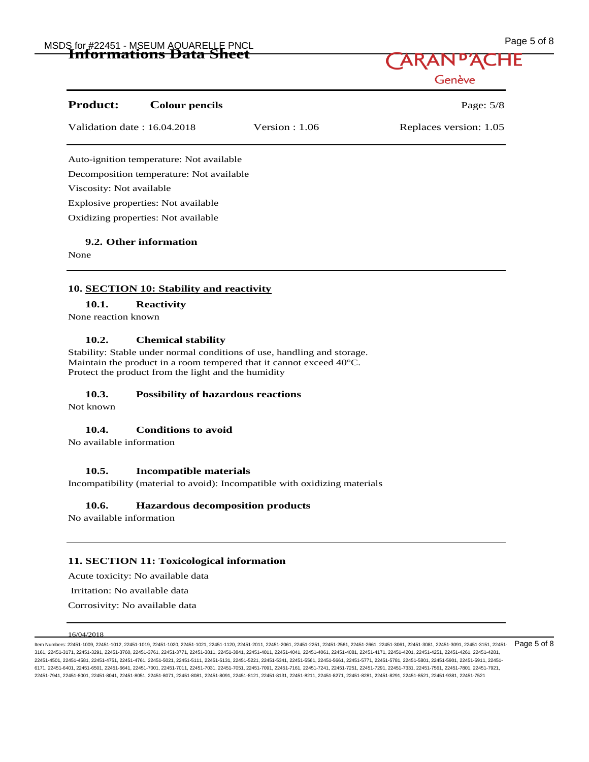**Product:** **Colour pencils**

Validation date : 16.04.2018 | Version : 1.06 | Replaces version: 1.05

Auto-ignition temperature: Not available

Decomposition temperature: Not available

Viscosity: Not available

Explosive properties: Not available

Oxidizing properties: Not available

### 9.2. Other information

None

## 10. SECTION 10: Stability and reactivity

### 10.1. Reactivity

None reaction known

### 10.2. Chemical stability

Stability: Stable under normal conditions of use, handling and storage.
Maintain the product in a room tempered that it cannot exceed 40°C.
Protect the product from the light and the humidity

### 10.3. Possibility of hazardous reactions

Not known

### 10.4. Conditions to avoid

No available information

### 10.5. Incompatible materials

Incompatibility (material to avoid): Incompatible with oxidizing materials

### 10.6. Hazardous decomposition products

No available information

## 11. SECTION 11: Toxicological information

Acute toxicity: No available data

Irritation: No available data

Corrosivity: No available data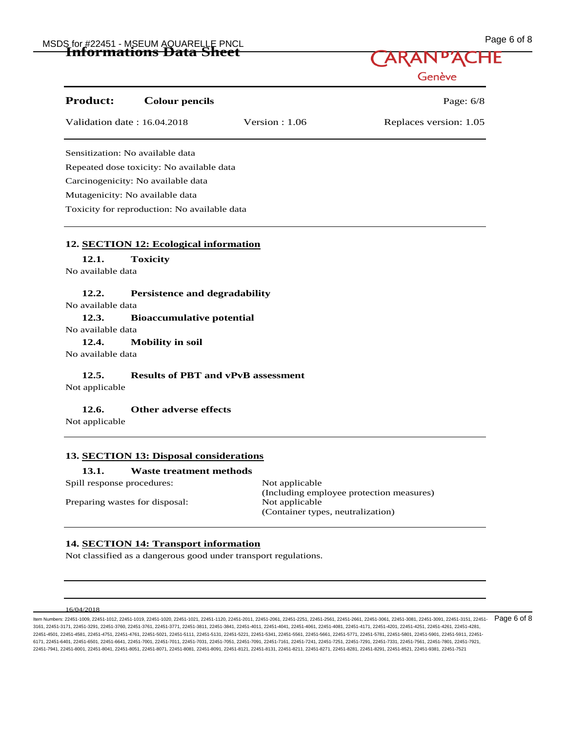**Product:** **Colour pencils**

Validation date : 16.04.2018 Version : 1.06 Replaces version: 1.05

Sensitization: No available data

Repeated dose toxicity: No available data

Carcinogenicity: No available data

Mutagenicity: No available data

Toxicity for reproduction: No available data

## 12. SECTION 12: Ecological information

### 12.1. Toxicity

No available data

### 12.2. Persistence and degradability

No available data

### 12.3. Bioaccumulative potential

No available data

### 12.4. Mobility in soil

No available data

### 12.5. Results of PBT and vPvB assessment

Not applicable

### 12.6. Other adverse effects

Not applicable

## 13. SECTION 13: Disposal considerations

### 13.1. Waste treatment methods

| | |
|---|---|
| Spill response procedures: | Not applicable (Including employee protection measures) |
| Preparing wastes for disposal: | Not applicable (Container types, neutralization) |

## 14. SECTION 14: Transport information

Not classified as a dangerous good under transport regulations.

16/04/2018

Item Numbers: 22451-1009, 22451-1012, 22451-1019, 22451-1020, 22451-1021, 22451-1120, 22451-2011, 22451-2061, 22451-2251, 22451-2561, 22451-2661, 22451-3061, 22451-3081, 22451-3091, 22451-3151, 22451-3161, 22451-3171, 22451-3291, 22451-3760, 22451-3761, 22451-3771, 22451-3811, 22451-3841, 22451-4011, 22451-4041, 22451-4061, 22451-4081, 22451-4171, 22451-4201, 22451-4251, 22451-4261, 22451-4281, 22451-4501, 22451-4581, 22451-4751, 22451-4761, 22451-5021, 22451-5111, 22451-5131, 22451-5221, 22451-5341, 22451-5561, 22451-5661, 22451-5771, 22451-5781, 22451-5801, 22451-5901, 22451-5911, 22451-6171, 22451-6401, 22451-6501, 22451-6641, 22451-7001, 22451-7011, 22451-7031, 22451-7051, 22451-7091, 22451-7161, 22451-7241, 22451-7251, 22451-7291, 22451-7331, 22451-7561, 22451-7801, 22451-7921, 22451-7941, 22451-8001, 22451-8041, 22451-8051, 22451-8071, 22451-8081, 22451-8091, 22451-8121, 22451-8131, 22451-8211, 22451-8271, 22451-8281, 22451-8291, 22451-8521, 22451-9381, 22451-7521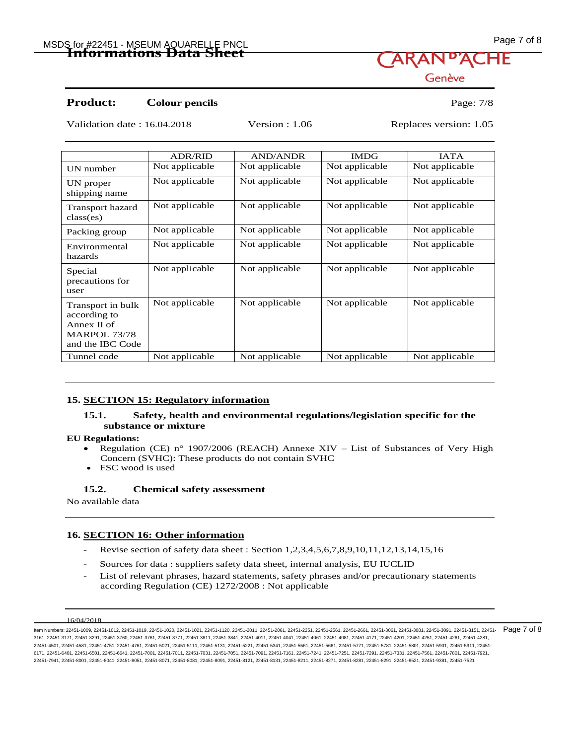**Product:** **Colour pencils**

Validation date : 16.04.2018 Version : 1.06 Replaces version: 1.05

| | ADR/RID | AND/ANDR | IMDG | IATA |
|---|---|---|---|---|
| UN number | Not applicable | Not applicable | Not applicable | Not applicable |
| UN proper shipping name | Not applicable | Not applicable | Not applicable | Not applicable |
| Transport hazard class(es) | Not applicable | Not applicable | Not applicable | Not applicable |
| Packing group | Not applicable | Not applicable | Not applicable | Not applicable |
| Environmental hazards | Not applicable | Not applicable | Not applicable | Not applicable |
| Special precautions for user | Not applicable | Not applicable | Not applicable | Not applicable |
| Transport in bulk according to Annex II of MARPOL 73/78 and the IBC Code | Not applicable | Not applicable | Not applicable | Not applicable |
| Tunnel code | Not applicable | Not applicable | Not applicable | Not applicable |

## 15. SECTION 15: Regulatory information

### 15.1. Safety, health and environmental regulations/legislation specific for the substance or mixture

**EU Regulations:**

- Regulation (CE) n° 1907/2006 (REACH) Annexe XIV – List of Substances of Very High Concern (SVHC): These products do not contain SVHC
- FSC wood is used

### 15.2. Chemical safety assessment

No available data

## 16. SECTION 16: Other information

- Revise section of safety data sheet : Section 1,2,3,4,5,6,7,8,9,10,11,12,13,14,15,16
- Sources for data : suppliers safety data sheet, internal analysis, EU IUCLID
- List of relevant phrases, hazard statements, safety phrases and/or precautionary statements according Regulation (CE) 1272/2008 : Not applicable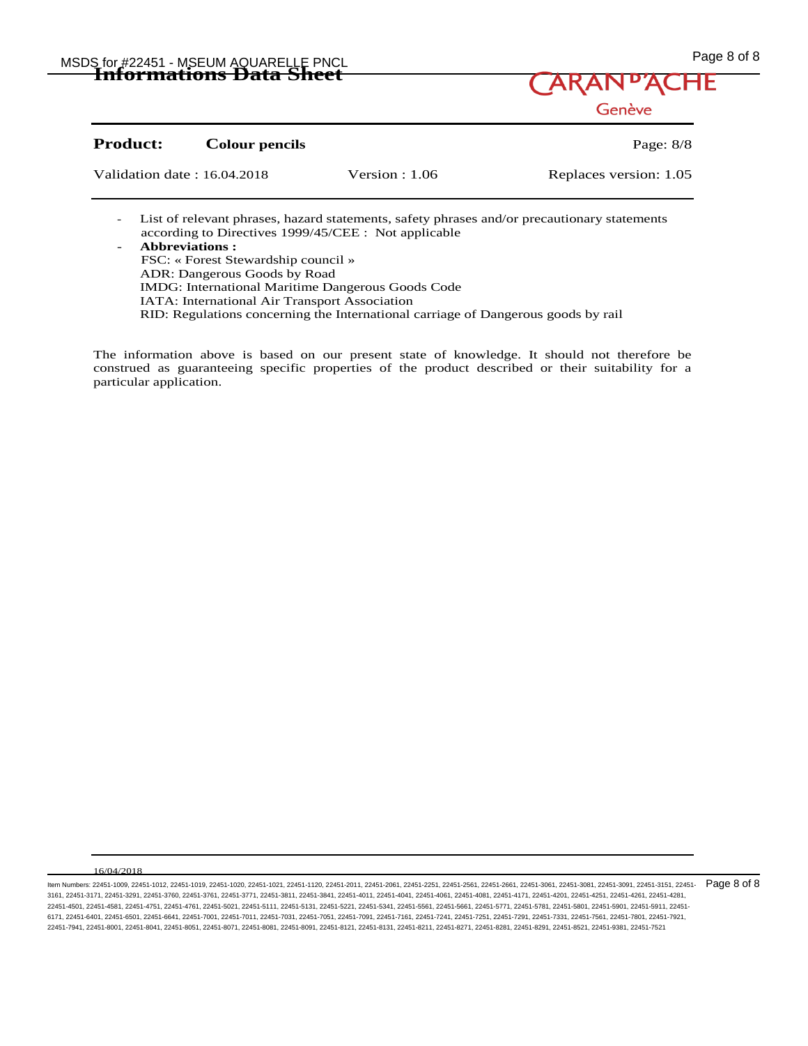- List of relevant phrases, hazard statements, safety phrases and/or precautionary statements according to Directives 1999/45/CEE : Not applicable
- **Abbreviations :**
  FSC: « Forest Stewardship council »
  ADR: Dangerous Goods by Road
  IMDG: International Maritime Dangerous Goods Code
  IATA: International Air Transport Association
  RID: Regulations concerning the International carriage of Dangerous goods by rail

The information above is based on our present state of knowledge. It should not therefore be construed as guaranteeing specific properties of the product described or their suitability for a particular application.